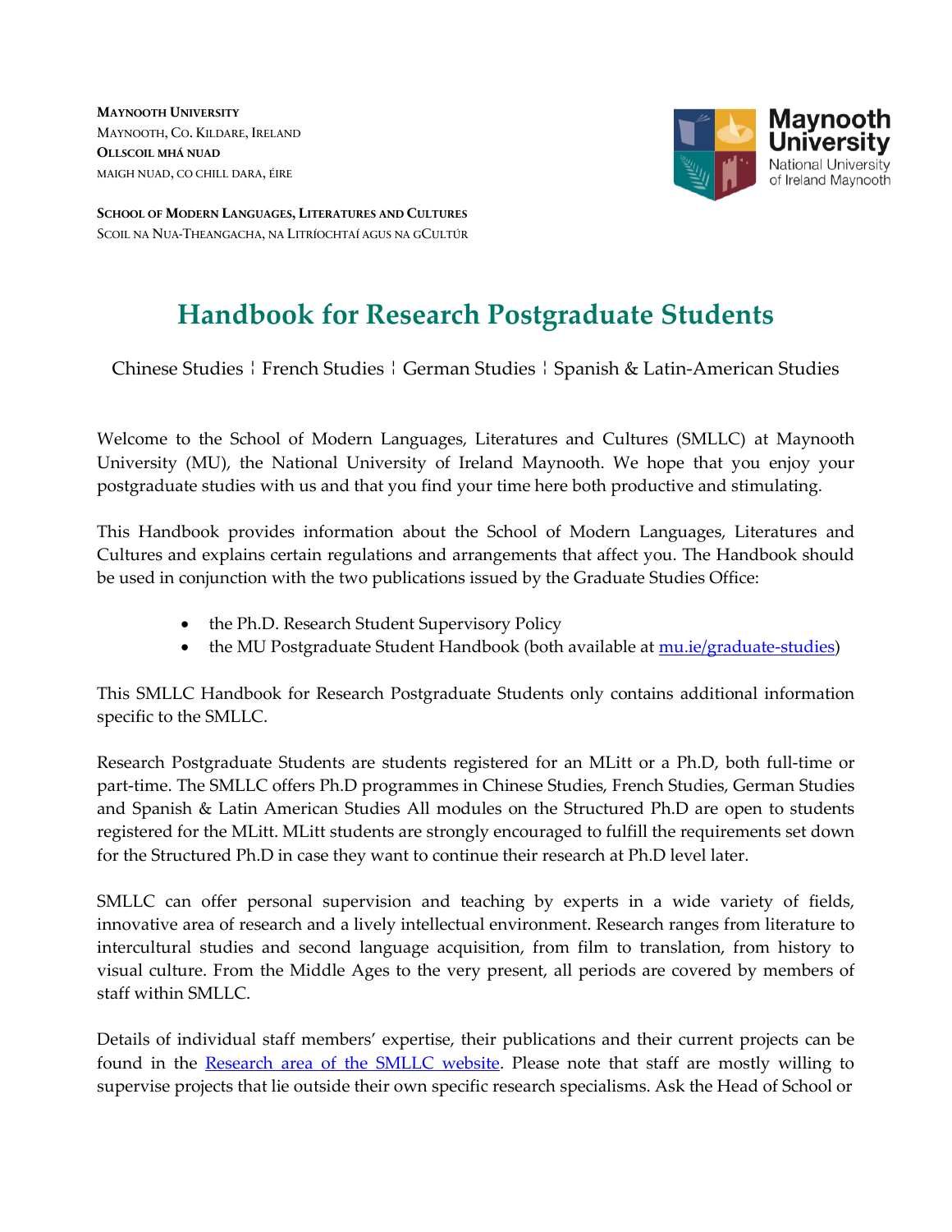**MAYNOOTH UNIVERSITY**
MAYNOOTH, CO. KILDARE, IRELAND
**OLLSCOIL MHÁ NUAD**
MAIGH NUAD, CO CHILL DARA, ÉIRE

**SCHOOL OF MODERN LANGUAGES, LITERATURES AND CULTURES**
SCOIL NA NUA-THEANGACHA, NA LITRÍOCHTAÍ AGUS NA GCULTÚR

# Handbook for Research Postgraduate Students

Chinese Studies ¦ French Studies ¦ German Studies ¦ Spanish & Latin-American Studies

Welcome to the School of Modern Languages, Literatures and Cultures (SMLLC) at Maynooth University (MU), the National University of Ireland Maynooth. We hope that you enjoy your postgraduate studies with us and that you find your time here both productive and stimulating.

This Handbook provides information about the School of Modern Languages, Literatures and Cultures and explains certain regulations and arrangements that affect you. The Handbook should be used in conjunction with the two publications issued by the Graduate Studies Office:

- the Ph.D. Research Student Supervisory Policy
- the MU Postgraduate Student Handbook (both available at [mu.ie/graduate-studies](mu.ie/graduate-studies))

This SMLLC Handbook for Research Postgraduate Students only contains additional information specific to the SMLLC.

Research Postgraduate Students are students registered for an MLitt or a Ph.D, both full-time or part-time. The SMLLC offers Ph.D programmes in Chinese Studies, French Studies, German Studies and Spanish & Latin American Studies All modules on the Structured Ph.D are open to students registered for the MLitt. MLitt students are strongly encouraged to fulfill the requirements set down for the Structured Ph.D in case they want to continue their research at Ph.D level later.

SMLLC can offer personal supervision and teaching by experts in a wide variety of fields, innovative area of research and a lively intellectual environment. Research ranges from literature to intercultural studies and second language acquisition, from film to translation, from history to visual culture. From the Middle Ages to the very present, all periods are covered by members of staff within SMLLC.

Details of individual staff members' expertise, their publications and their current projects can be found in the Research area of the SMLLC website. Please note that staff are mostly willing to supervise projects that lie outside their own specific research specialisms. Ask the Head of School or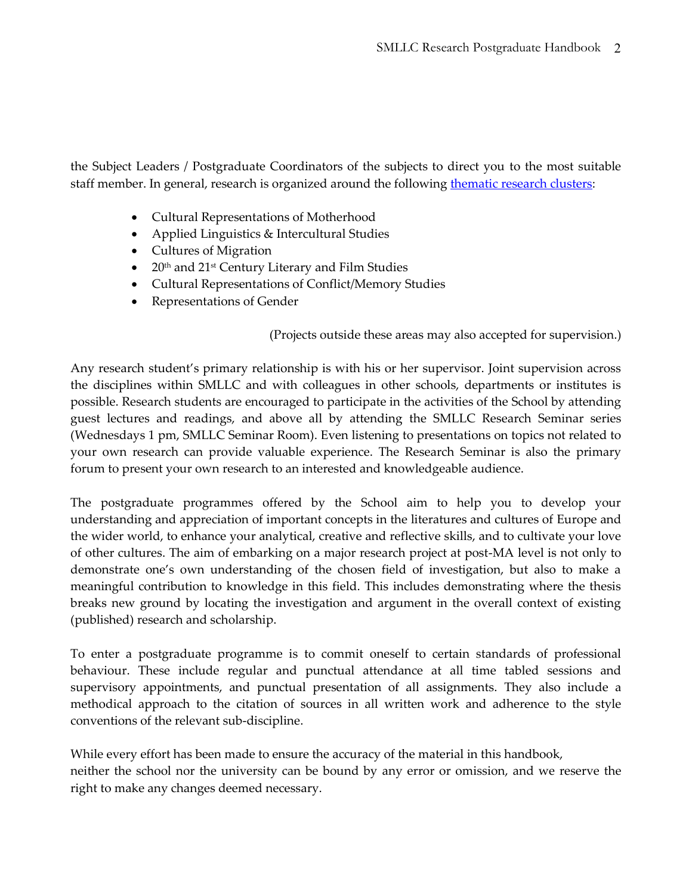the Subject Leaders / Postgraduate Coordinators of the subjects to direct you to the most suitable staff member. In general, research is organized around the following [thematic research clusters]:

- Cultural Representations of Motherhood
- Applied Linguistics & Intercultural Studies
- Cultures of Migration
- 20th and 21st Century Literary and Film Studies
- Cultural Representations of Conflict/Memory Studies
- Representations of Gender

(Projects outside these areas may also accepted for supervision.)

Any research student's primary relationship is with his or her supervisor. Joint supervision across the disciplines within SMLLC and with colleagues in other schools, departments or institutes is possible. Research students are encouraged to participate in the activities of the School by attending guest lectures and readings, and above all by attending the SMLLC Research Seminar series (Wednesdays 1 pm, SMLLC Seminar Room). Even listening to presentations on topics not related to your own research can provide valuable experience. The Research Seminar is also the primary forum to present your own research to an interested and knowledgeable audience.

The postgraduate programmes offered by the School aim to help you to develop your understanding and appreciation of important concepts in the literatures and cultures of Europe and the wider world, to enhance your analytical, creative and reflective skills, and to cultivate your love of other cultures. The aim of embarking on a major research project at post-MA level is not only to demonstrate one's own understanding of the chosen field of investigation, but also to make a meaningful contribution to knowledge in this field. This includes demonstrating where the thesis breaks new ground by locating the investigation and argument in the overall context of existing (published) research and scholarship.

To enter a postgraduate programme is to commit oneself to certain standards of professional behaviour. These include regular and punctual attendance at all time tabled sessions and supervisory appointments, and punctual presentation of all assignments. They also include a methodical approach to the citation of sources in all written work and adherence to the style conventions of the relevant sub-discipline.

While every effort has been made to ensure the accuracy of the material in this handbook, neither the school nor the university can be bound by any error or omission, and we reserve the right to make any changes deemed necessary.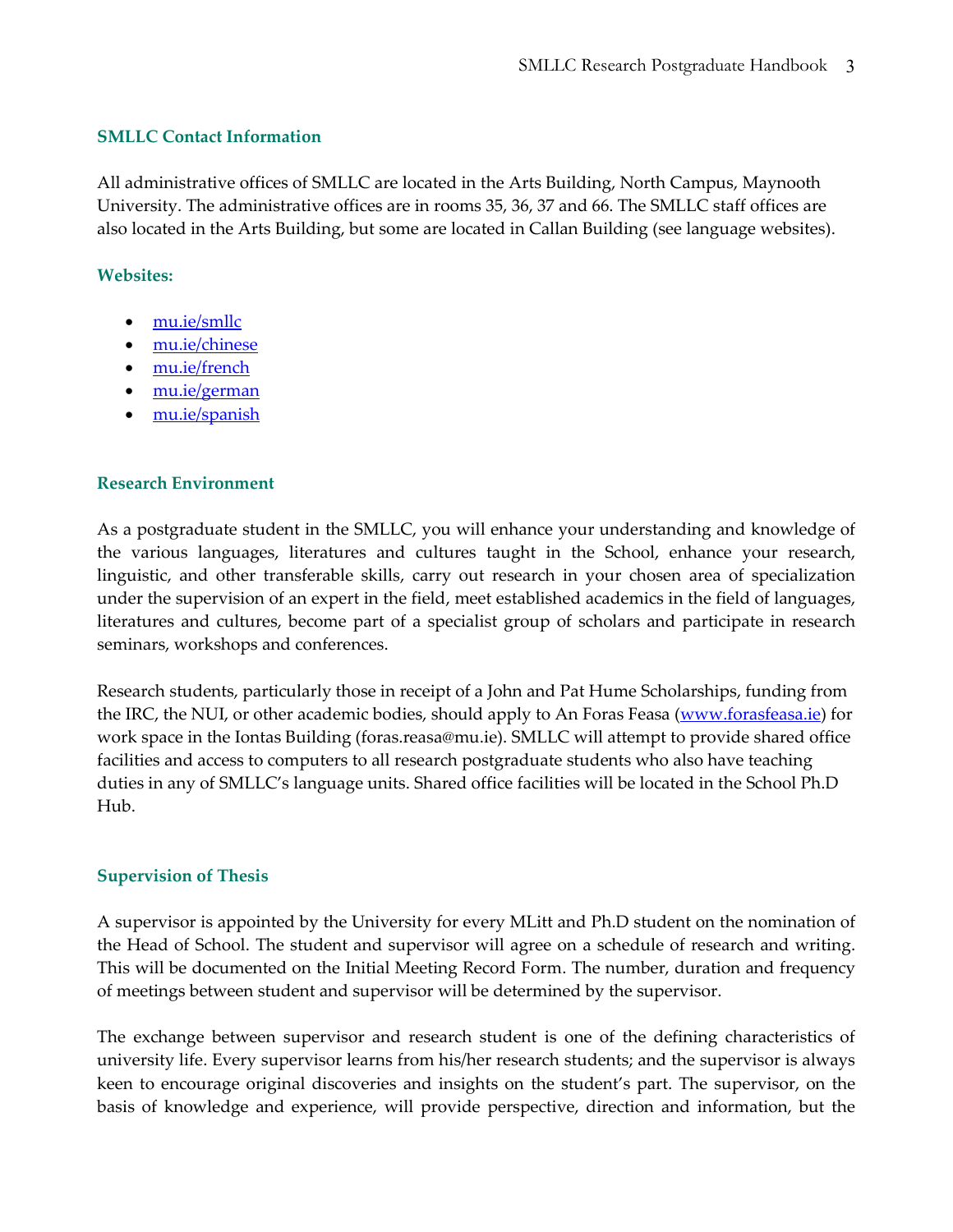### SMLLC Contact Information

All administrative offices of SMLLC are located in the Arts Building, North Campus, Maynooth University. The administrative offices are in rooms 35, 36, 37 and 66. The SMLLC staff offices are also located in the Arts Building, but some are located in Callan Building (see language websites).

### Websites:

- [mu.ie/smllc](mu.ie/smllc)
- [mu.ie/chinese](mu.ie/chinese)
- [mu.ie/french](mu.ie/french)
- [mu.ie/german](mu.ie/german)
- [mu.ie/spanish](mu.ie/spanish)

### Research Environment

As a postgraduate student in the SMLLC, you will enhance your understanding and knowledge of the various languages, literatures and cultures taught in the School, enhance your research, linguistic, and other transferable skills, carry out research in your chosen area of specialization under the supervision of an expert in the field, meet established academics in the field of languages, literatures and cultures, become part of a specialist group of scholars and participate in research seminars, workshops and conferences.

Research students, particularly those in receipt of a John and Pat Hume Scholarships, funding from the IRC, the NUI, or other academic bodies, should apply to An Foras Feasa ([www.forasfeasa.ie](www.forasfeasa.ie)) for work space in the Iontas Building (foras.reasa@mu.ie). SMLLC will attempt to provide shared office facilities and access to computers to all research postgraduate students who also have teaching duties in any of SMLLC's language units. Shared office facilities will be located in the School Ph.D Hub.

### Supervision of Thesis

A supervisor is appointed by the University for every MLitt and Ph.D student on the nomination of the Head of School. The student and supervisor will agree on a schedule of research and writing. This will be documented on the Initial Meeting Record Form. The number, duration and frequency of meetings between student and supervisor will be determined by the supervisor.

The exchange between supervisor and research student is one of the defining characteristics of university life. Every supervisor learns from his/her research students; and the supervisor is always keen to encourage original discoveries and insights on the student's part. The supervisor, on the basis of knowledge and experience, will provide perspective, direction and information, but the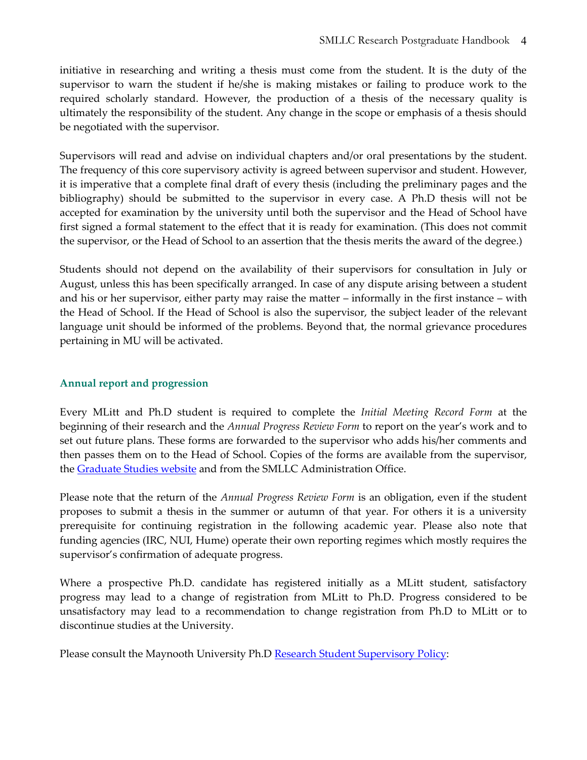initiative in researching and writing a thesis must come from the student. It is the duty of the supervisor to warn the student if he/she is making mistakes or failing to produce work to the required scholarly standard. However, the production of a thesis of the necessary quality is ultimately the responsibility of the student. Any change in the scope or emphasis of a thesis should be negotiated with the supervisor.

Supervisors will read and advise on individual chapters and/or oral presentations by the student. The frequency of this core supervisory activity is agreed between supervisor and student. However, it is imperative that a complete final draft of every thesis (including the preliminary pages and the bibliography) should be submitted to the supervisor in every case. A Ph.D thesis will not be accepted for examination by the university until both the supervisor and the Head of School have first signed a formal statement to the effect that it is ready for examination. (This does not commit the supervisor, or the Head of School to an assertion that the thesis merits the award of the degree.)

Students should not depend on the availability of their supervisors for consultation in July or August, unless this has been specifically arranged. In case of any dispute arising between a student and his or her supervisor, either party may raise the matter – informally in the first instance – with the Head of School. If the Head of School is also the supervisor, the subject leader of the relevant language unit should be informed of the problems. Beyond that, the normal grievance procedures pertaining in MU will be activated.

## Annual report and progression

Every MLitt and Ph.D student is required to complete the *Initial Meeting Record Form* at the beginning of their research and the *Annual Progress Review Form* to report on the year's work and to set out future plans. These forms are forwarded to the supervisor who adds his/her comments and then passes them on to the Head of School. Copies of the forms are available from the supervisor, the Graduate Studies website and from the SMLLC Administration Office.

Please note that the return of the *Annual Progress Review Form* is an obligation, even if the student proposes to submit a thesis in the summer or autumn of that year. For others it is a university prerequisite for continuing registration in the following academic year. Please also note that funding agencies (IRC, NUI, Hume) operate their own reporting regimes which mostly requires the supervisor's confirmation of adequate progress.

Where a prospective Ph.D. candidate has registered initially as a MLitt student, satisfactory progress may lead to a change of registration from MLitt to Ph.D. Progress considered to be unsatisfactory may lead to a recommendation to change registration from Ph.D to MLitt or to discontinue studies at the University.

Please consult the Maynooth University Ph.D Research Student Supervisory Policy: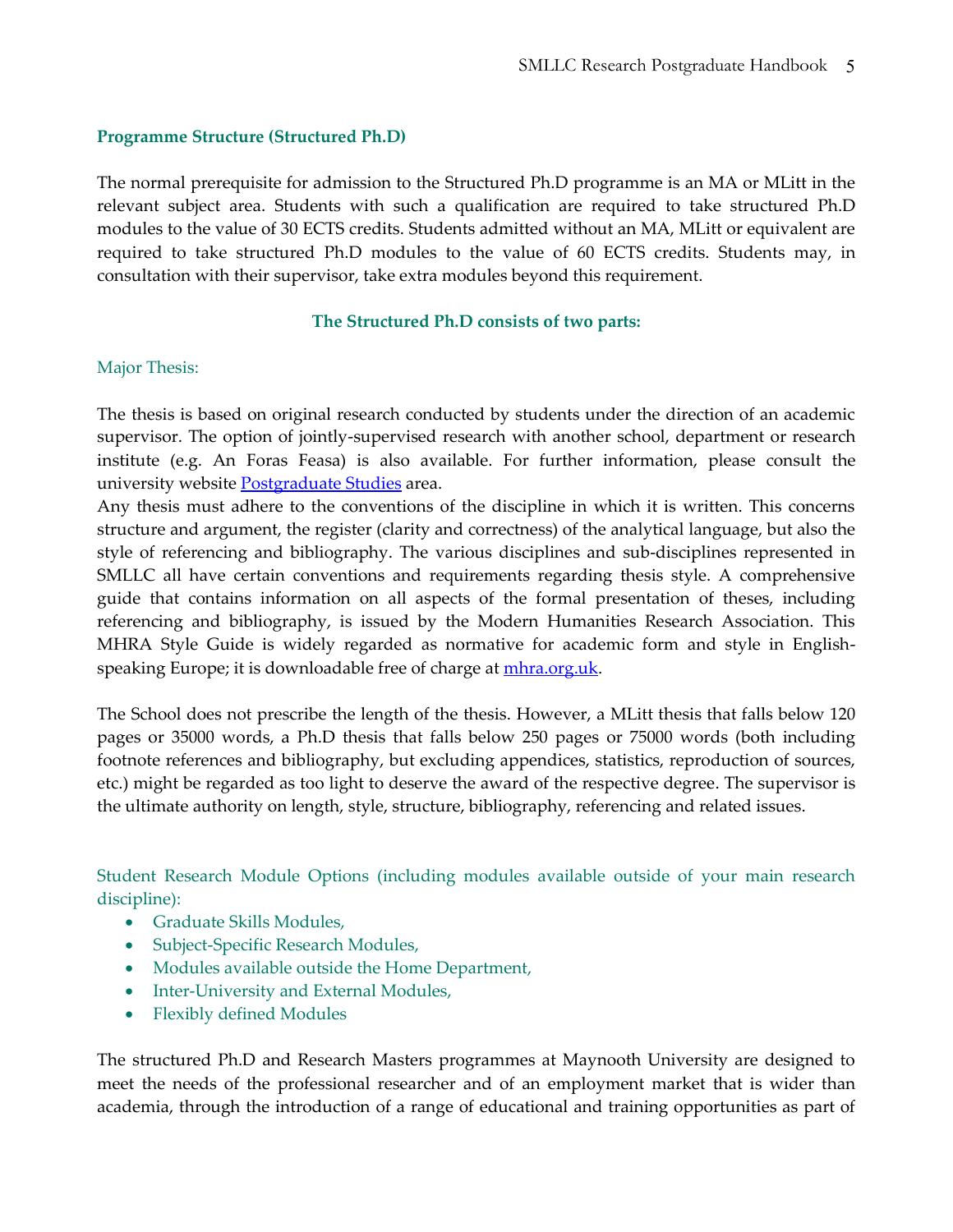### Programme Structure (Structured Ph.D)

The normal prerequisite for admission to the Structured Ph.D programme is an MA or MLitt in the relevant subject area. Students with such a qualification are required to take structured Ph.D modules to the value of 30 ECTS credits. Students admitted without an MA, MLitt or equivalent are required to take structured Ph.D modules to the value of 60 ECTS credits. Students may, in consultation with their supervisor, take extra modules beyond this requirement.

**The Structured Ph.D consists of two parts:**

Major Thesis:

The thesis is based on original research conducted by students under the direction of an academic supervisor. The option of jointly-supervised research with another school, department or research institute (e.g. An Foras Feasa) is also available. For further information, please consult the university website Postgraduate Studies area.
Any thesis must adhere to the conventions of the discipline in which it is written. This concerns structure and argument, the register (clarity and correctness) of the analytical language, but also the style of referencing and bibliography. The various disciplines and sub-disciplines represented in SMLLC all have certain conventions and requirements regarding thesis style. A comprehensive guide that contains information on all aspects of the formal presentation of theses, including referencing and bibliography, is issued by the Modern Humanities Research Association. This MHRA Style Guide is widely regarded as normative for academic form and style in English-speaking Europe; it is downloadable free of charge at mhra.org.uk.

The School does not prescribe the length of the thesis. However, a MLitt thesis that falls below 120 pages or 35000 words, a Ph.D thesis that falls below 250 pages or 75000 words (both including footnote references and bibliography, but excluding appendices, statistics, reproduction of sources, etc.) might be regarded as too light to deserve the award of the respective degree. The supervisor is the ultimate authority on length, style, structure, bibliography, referencing and related issues.

Student Research Module Options (including modules available outside of your main research discipline):

- Graduate Skills Modules,
- Subject-Specific Research Modules,
- Modules available outside the Home Department,
- Inter-University and External Modules,
- Flexibly defined Modules

The structured Ph.D and Research Masters programmes at Maynooth University are designed to meet the needs of the professional researcher and of an employment market that is wider than academia, through the introduction of a range of educational and training opportunities as part of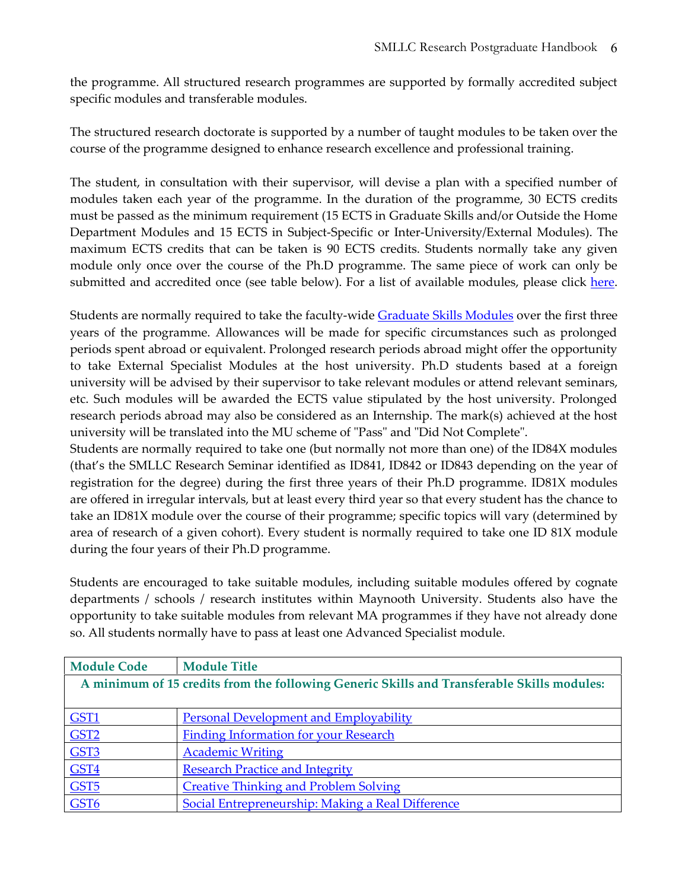the programme. All structured research programmes are supported by formally accredited subject specific modules and transferable modules.

The structured research doctorate is supported by a number of taught modules to be taken over the course of the programme designed to enhance research excellence and professional training.

The student, in consultation with their supervisor, will devise a plan with a specified number of modules taken each year of the programme. In the duration of the programme, 30 ECTS credits must be passed as the minimum requirement (15 ECTS in Graduate Skills and/or Outside the Home Department Modules and 15 ECTS in Subject-Specific or Inter-University/External Modules). The maximum ECTS credits that can be taken is 90 ECTS credits. Students normally take any given module only once over the course of the Ph.D programme. The same piece of work can only be submitted and accredited once (see table below). For a list of available modules, please click here.

Students are normally required to take the faculty-wide Graduate Skills Modules over the first three years of the programme. Allowances will be made for specific circumstances such as prolonged periods spent abroad or equivalent. Prolonged research periods abroad might offer the opportunity to take External Specialist Modules at the host university. Ph.D students based at a foreign university will be advised by their supervisor to take relevant modules or attend relevant seminars, etc. Such modules will be awarded the ECTS value stipulated by the host university. Prolonged research periods abroad may also be considered as an Internship. The mark(s) achieved at the host university will be translated into the MU scheme of "Pass" and "Did Not Complete".

Students are normally required to take one (but normally not more than one) of the ID84X modules (that's the SMLLC Research Seminar identified as ID841, ID842 or ID843 depending on the year of registration for the degree) during the first three years of their Ph.D programme. ID81X modules are offered in irregular intervals, but at least every third year so that every student has the chance to take an ID81X module over the course of their programme; specific topics will vary (determined by area of research of a given cohort). Every student is normally required to take one ID 81X module during the four years of their Ph.D programme.

Students are encouraged to take suitable modules, including suitable modules offered by cognate departments / schools / research institutes within Maynooth University. Students also have the opportunity to take suitable modules from relevant MA programmes if they have not already done so. All students normally have to pass at least one Advanced Specialist module.

| Module Code | Module Title |
|---|---|
| **A minimum of 15 credits from the following Generic Skills and Transferable Skills modules:** | |
| GST1 | Personal Development and Employability |
| GST2 | Finding Information for your Research |
| GST3 | Academic Writing |
| GST4 | Research Practice and Integrity |
| GST5 | Creative Thinking and Problem Solving |
| GST6 | Social Entrepreneurship: Making a Real Difference |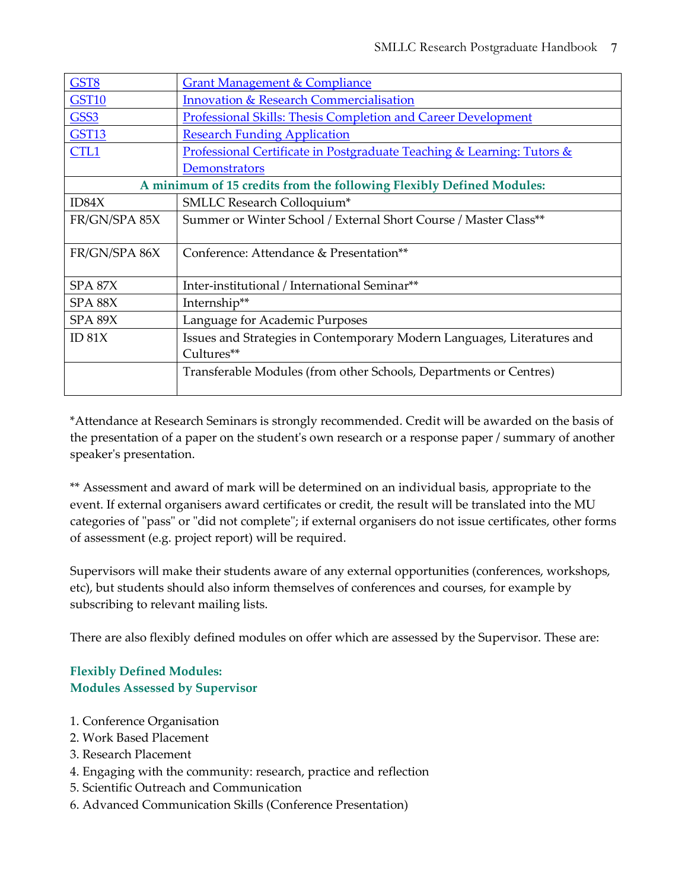| | |
|---|---|
| GST8 | Grant Management & Compliance |
| GST10 | Innovation & Research Commercialisation |
| GSS3 | Professional Skills: Thesis Completion and Career Development |
| GST13 | Research Funding Application |
| CTL1 | Professional Certificate in Postgraduate Teaching & Learning: Tutors & Demonstrators |
| **A minimum of 15 credits from the following Flexibly Defined Modules:** | |
| ID84X | SMLLC Research Colloquium* |
| FR/GN/SPA 85X | Summer or Winter School / External Short Course / Master Class** |
| FR/GN/SPA 86X | Conference: Attendance & Presentation** |
| SPA 87X | Inter-institutional / International Seminar** |
| SPA 88X | Internship** |
| SPA 89X | Language for Academic Purposes |
| ID 81X | Issues and Strategies in Contemporary Modern Languages, Literatures and Cultures** |
| | Transferable Modules (from other Schools, Departments or Centres) |

*Attendance at Research Seminars is strongly recommended. Credit will be awarded on the basis of the presentation of a paper on the student's own research or a response paper / summary of another speaker's presentation.

** Assessment and award of mark will be determined on an individual basis, appropriate to the event. If external organisers award certificates or credit, the result will be translated into the MU categories of "pass" or "did not complete"; if external organisers do not issue certificates, other forms of assessment (e.g. project report) will be required.

Supervisors will make their students aware of any external opportunities (conferences, workshops, etc), but students should also inform themselves of conferences and courses, for example by subscribing to relevant mailing lists.

There are also flexibly defined modules on offer which are assessed by the Supervisor. These are:

**Flexibly Defined Modules:**
**Modules Assessed by Supervisor**

1. Conference Organisation
2. Work Based Placement
3. Research Placement
4. Engaging with the community: research, practice and reflection
5. Scientific Outreach and Communication
6. Advanced Communication Skills (Conference Presentation)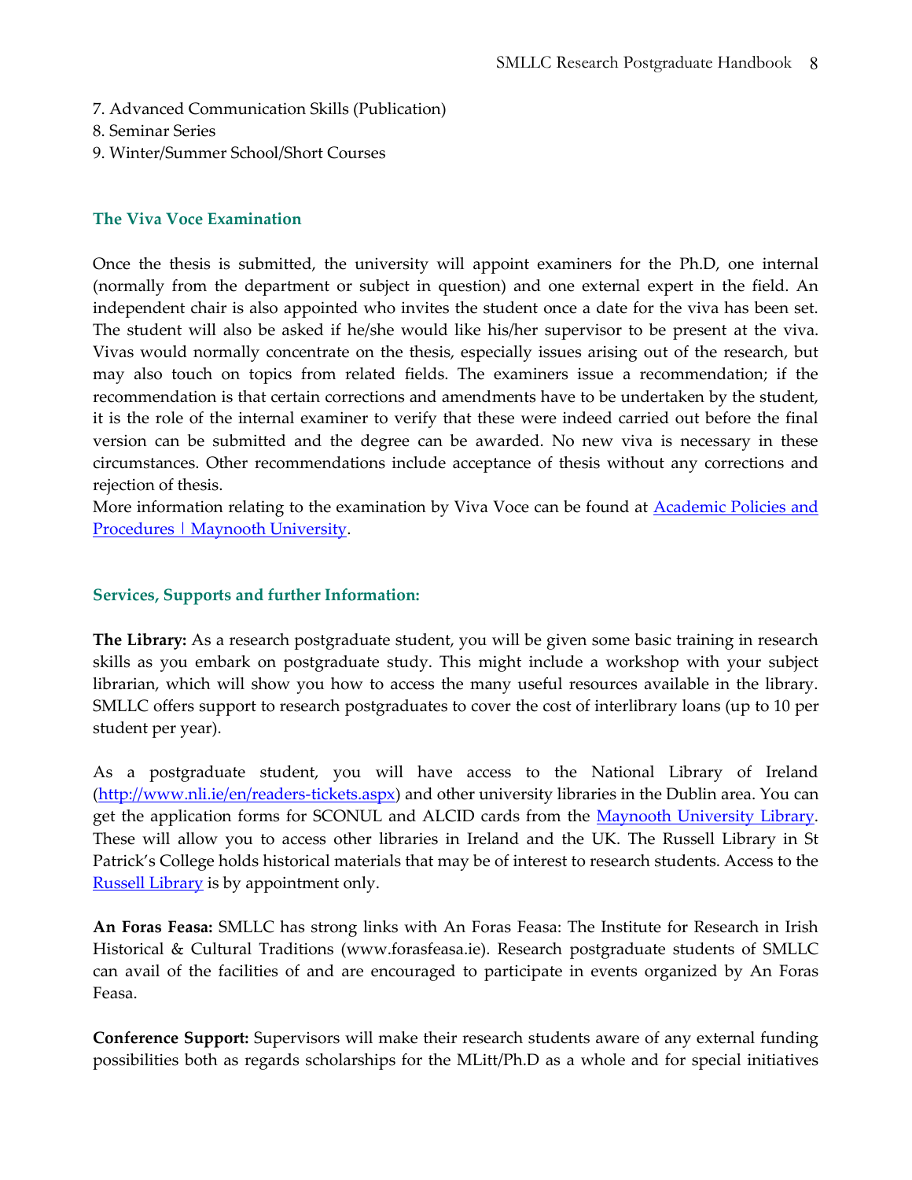7. Advanced Communication Skills (Publication)
8. Seminar Series
9. Winter/Summer School/Short Courses

## The Viva Voce Examination

Once the thesis is submitted, the university will appoint examiners for the Ph.D, one internal (normally from the department or subject in question) and one external expert in the field. An independent chair is also appointed who invites the student once a date for the viva has been set. The student will also be asked if he/she would like his/her supervisor to be present at the viva. Vivas would normally concentrate on the thesis, especially issues arising out of the research, but may also touch on topics from related fields. The examiners issue a recommendation; if the recommendation is that certain corrections and amendments have to be undertaken by the student, it is the role of the internal examiner to verify that these were indeed carried out before the final version can be submitted and the degree can be awarded. No new viva is necessary in these circumstances. Other recommendations include acceptance of thesis without any corrections and rejection of thesis.
More information relating to the examination by Viva Voce can be found at [Academic Policies and Procedures | Maynooth University](#).

## Services, Supports and further Information:

**The Library:** As a research postgraduate student, you will be given some basic training in research skills as you embark on postgraduate study. This might include a workshop with your subject librarian, which will show you how to access the many useful resources available in the library. SMLLC offers support to research postgraduates to cover the cost of interlibrary loans (up to 10 per student per year).

As a postgraduate student, you will have access to the National Library of Ireland (http://www.nli.ie/en/readers-tickets.aspx) and other university libraries in the Dublin area. You can get the application forms for SCONUL and ALCID cards from the [Maynooth University Library](#). These will allow you to access other libraries in Ireland and the UK. The Russell Library in St Patrick's College holds historical materials that may be of interest to research students. Access to the [Russell Library](#) is by appointment only.

**An Foras Feasa:** SMLLC has strong links with An Foras Feasa: The Institute for Research in Irish Historical & Cultural Traditions (www.forasfeasa.ie). Research postgraduate students of SMLLC can avail of the facilities of and are encouraged to participate in events organized by An Foras Feasa.

**Conference Support:** Supervisors will make their research students aware of any external funding possibilities both as regards scholarships for the MLitt/Ph.D as a whole and for special initiatives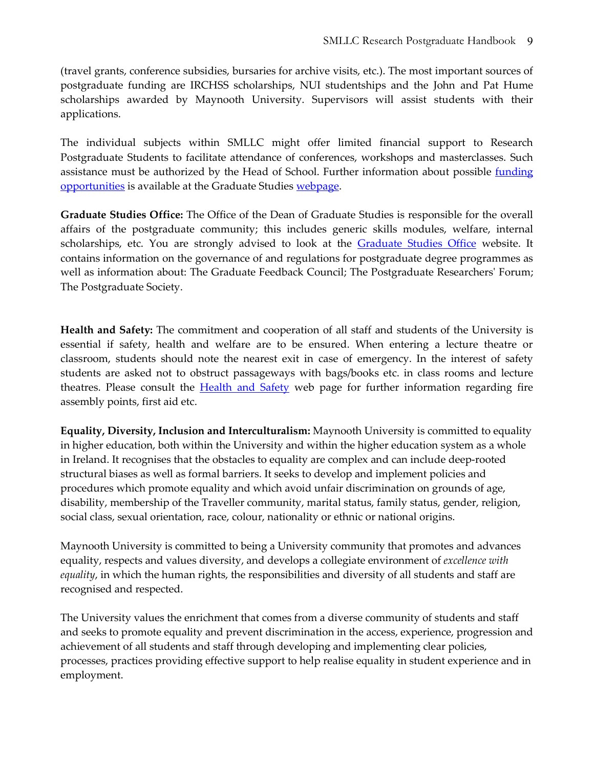(travel grants, conference subsidies, bursaries for archive visits, etc.). The most important sources of postgraduate funding are IRCHSS scholarships, NUI studentships and the John and Pat Hume scholarships awarded by Maynooth University. Supervisors will assist students with their applications.

The individual subjects within SMLLC might offer limited financial support to Research Postgraduate Students to facilitate attendance of conferences, workshops and masterclasses. Such assistance must be authorized by the Head of School. Further information about possible funding opportunities is available at the Graduate Studies webpage.

**Graduate Studies Office:** The Office of the Dean of Graduate Studies is responsible for the overall affairs of the postgraduate community; this includes generic skills modules, welfare, internal scholarships, etc. You are strongly advised to look at the Graduate Studies Office website. It contains information on the governance of and regulations for postgraduate degree programmes as well as information about: The Graduate Feedback Council; The Postgraduate Researchers' Forum; The Postgraduate Society.

**Health and Safety:** The commitment and cooperation of all staff and students of the University is essential if safety, health and welfare are to be ensured. When entering a lecture theatre or classroom, students should note the nearest exit in case of emergency. In the interest of safety students are asked not to obstruct passageways with bags/books etc. in class rooms and lecture theatres. Please consult the Health and Safety web page for further information regarding fire assembly points, first aid etc.

**Equality, Diversity, Inclusion and Interculturalism:** Maynooth University is committed to equality in higher education, both within the University and within the higher education system as a whole in Ireland. It recognises that the obstacles to equality are complex and can include deep-rooted structural biases as well as formal barriers. It seeks to develop and implement policies and procedures which promote equality and which avoid unfair discrimination on grounds of age, disability, membership of the Traveller community, marital status, family status, gender, religion, social class, sexual orientation, race, colour, nationality or ethnic or national origins.

Maynooth University is committed to being a University community that promotes and advances equality, respects and values diversity, and develops a collegiate environment of *excellence with equality*, in which the human rights, the responsibilities and diversity of all students and staff are recognised and respected.

The University values the enrichment that comes from a diverse community of students and staff and seeks to promote equality and prevent discrimination in the access, experience, progression and achievement of all students and staff through developing and implementing clear policies, processes, practices providing effective support to help realise equality in student experience and in employment.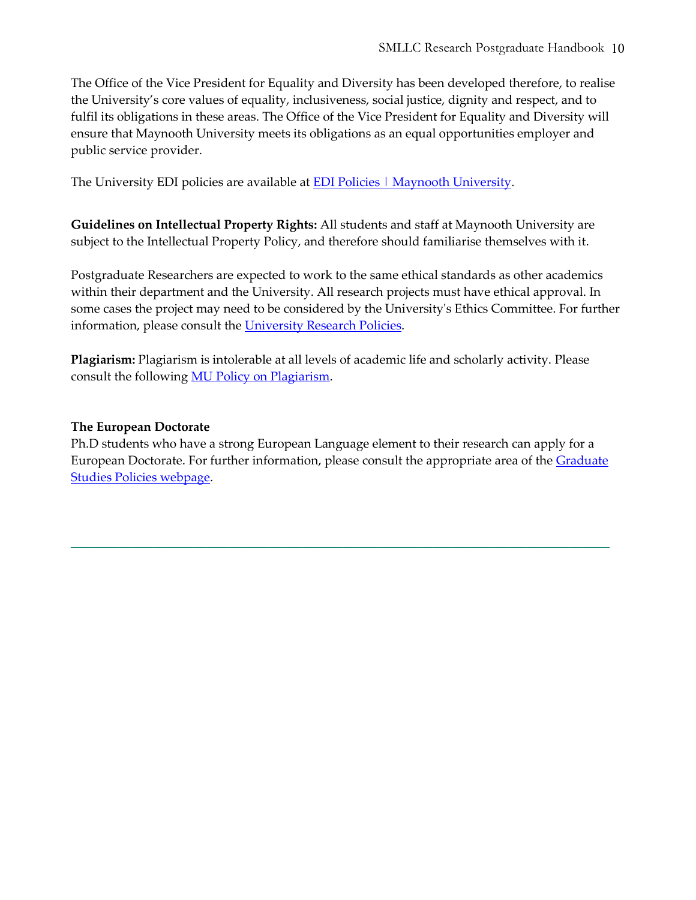The Office of the Vice President for Equality and Diversity has been developed therefore, to realise the University's core values of equality, inclusiveness, social justice, dignity and respect, and to fulfil its obligations in these areas. The Office of the Vice President for Equality and Diversity will ensure that Maynooth University meets its obligations as an equal opportunities employer and public service provider.

The University EDI policies are available at EDI Policies | Maynooth University.

**Guidelines on Intellectual Property Rights:** All students and staff at Maynooth University are subject to the Intellectual Property Policy, and therefore should familiarise themselves with it.

Postgraduate Researchers are expected to work to the same ethical standards as other academics within their department and the University. All research projects must have ethical approval. In some cases the project may need to be considered by the University's Ethics Committee. For further information, please consult the University Research Policies.

**Plagiarism:** Plagiarism is intolerable at all levels of academic life and scholarly activity. Please consult the following MU Policy on Plagiarism.

**The European Doctorate**

Ph.D students who have a strong European Language element to their research can apply for a European Doctorate. For further information, please consult the appropriate area of the Graduate Studies Policies webpage.